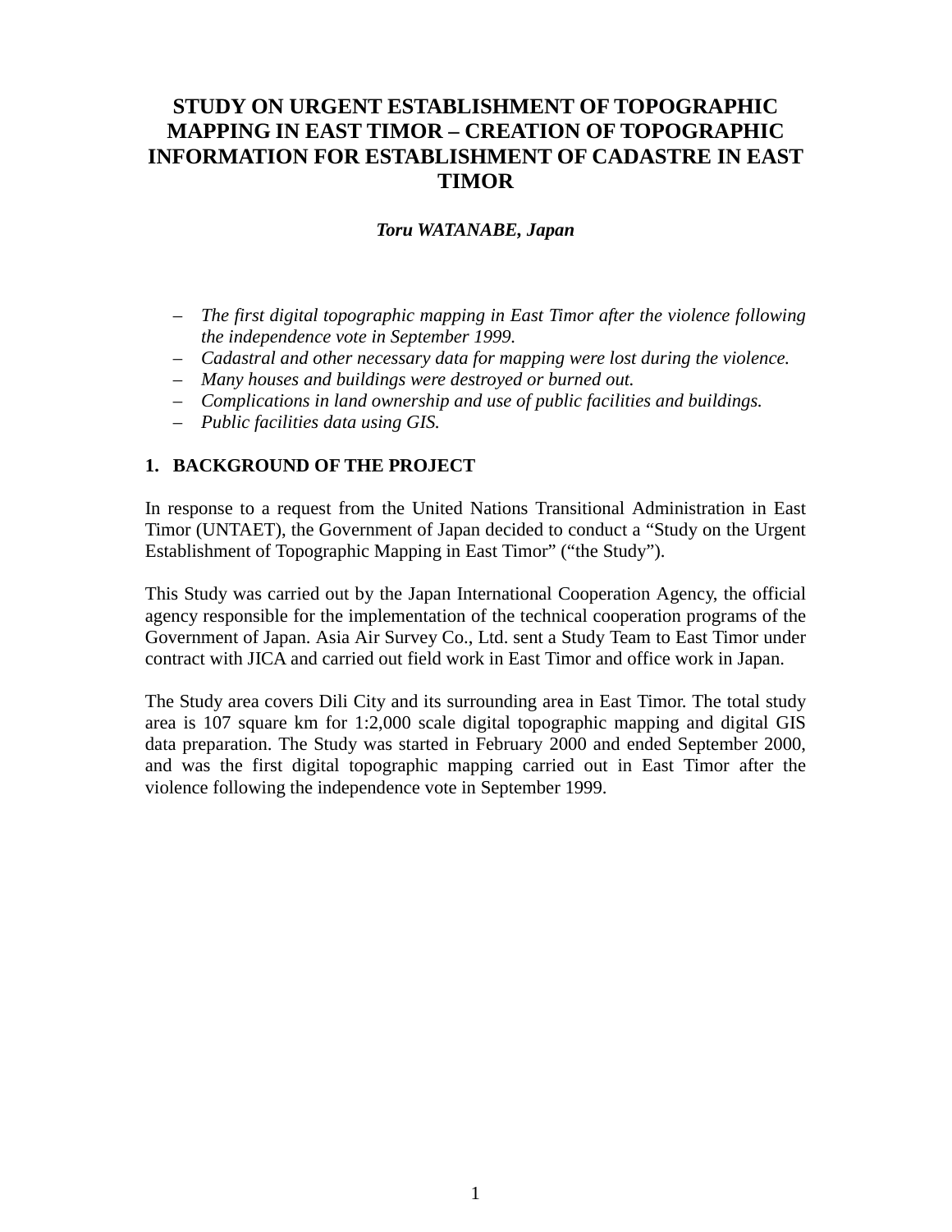# STUDY ON URGENT ESTABLISHMENT OF TOPOGRAPHIC MAPPING IN EAST TIMOR – CREATION OF TOPOGRAPHIC INFORMATION FOR ESTABLISHMENT OF CADASTRE IN EAST TIMOR

***Toru WATANABE, Japan***

- *The first digital topographic mapping in East Timor after the violence following the independence vote in September 1999.*
- *Cadastral and other necessary data for mapping were lost during the violence.*
- *Many houses and buildings were destroyed or burned out.*
- *Complications in land ownership and use of public facilities and buildings.*
- *Public facilities data using GIS.*

## 1. BACKGROUND OF THE PROJECT

In response to a request from the United Nations Transitional Administration in East Timor (UNTAET), the Government of Japan decided to conduct a “Study on the Urgent Establishment of Topographic Mapping in East Timor” (“the Study”).

This Study was carried out by the Japan International Cooperation Agency, the official agency responsible for the implementation of the technical cooperation programs of the Government of Japan. Asia Air Survey Co., Ltd. sent a Study Team to East Timor under contract with JICA and carried out field work in East Timor and office work in Japan.

The Study area covers Dili City and its surrounding area in East Timor. The total study area is 107 square km for 1:2,000 scale digital topographic mapping and digital GIS data preparation. The Study was started in February 2000 and ended September 2000, and was the first digital topographic mapping carried out in East Timor after the violence following the independence vote in September 1999.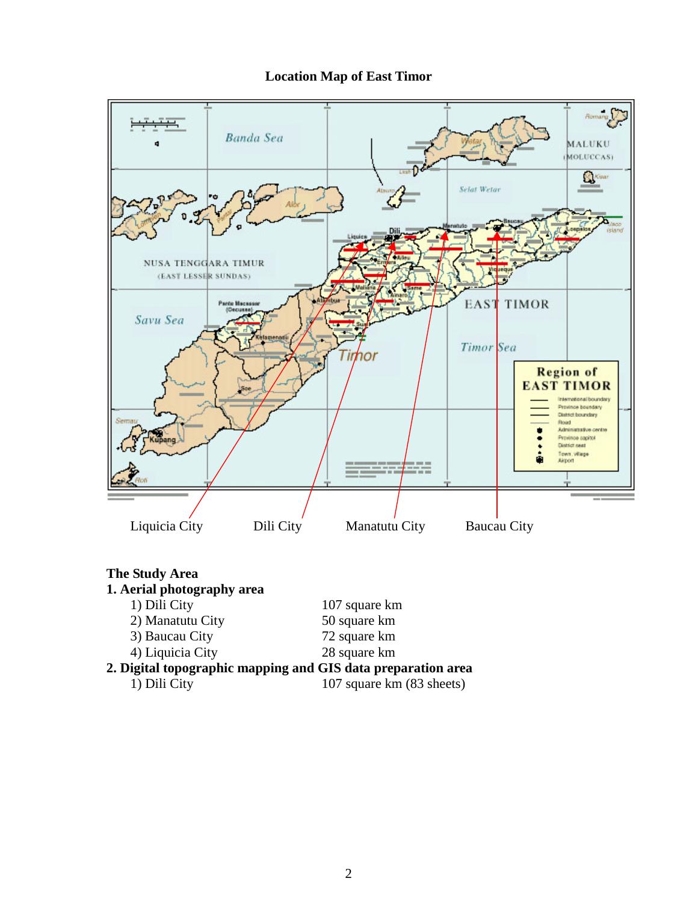**Location Map of East Timor**

Liquicia City Dili City Manatutu City Baucau City

**The Study Area**

**1. Aerial photography area**

| | |
|---|---|
| 1) Dili City | 107 square km |
| 2) Manatutu City | 50 square km |
| 3) Baucau City | 72 square km |
| 4) Liquicia City | 28 square km |

**2. Digital topographic mapping and GIS data preparation area**

| | |
|---|---|
| 1) Dili City | 107 square km (83 sheets) |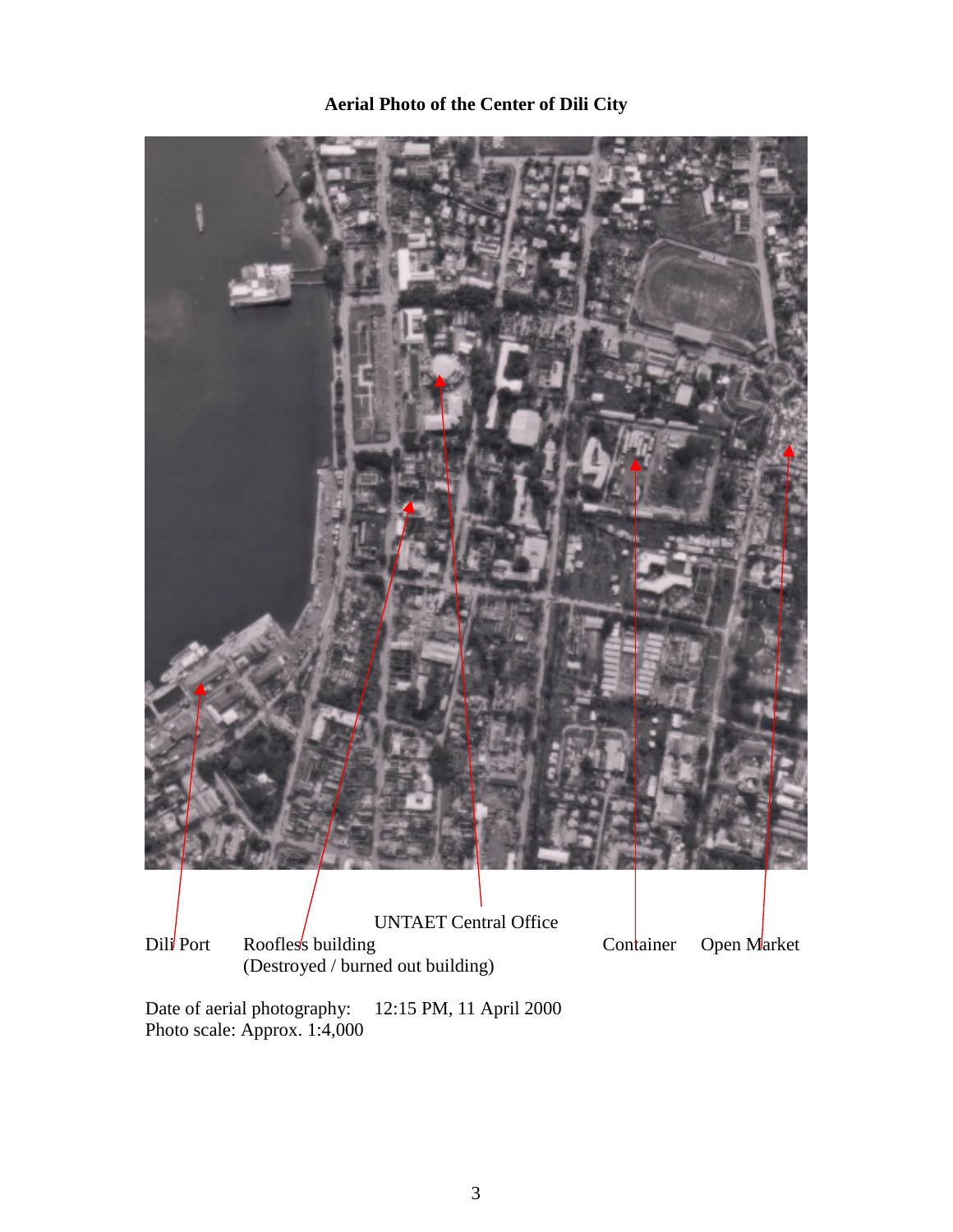**Aerial Photo of the Center of Dili City**

Dili Port

Roofless building
(Destroyed / burned out building)

UNTAET Central Office

Container

Open Market

Date of aerial photography: 12:15 PM, 11 April 2000
Photo scale: Approx. 1:4,000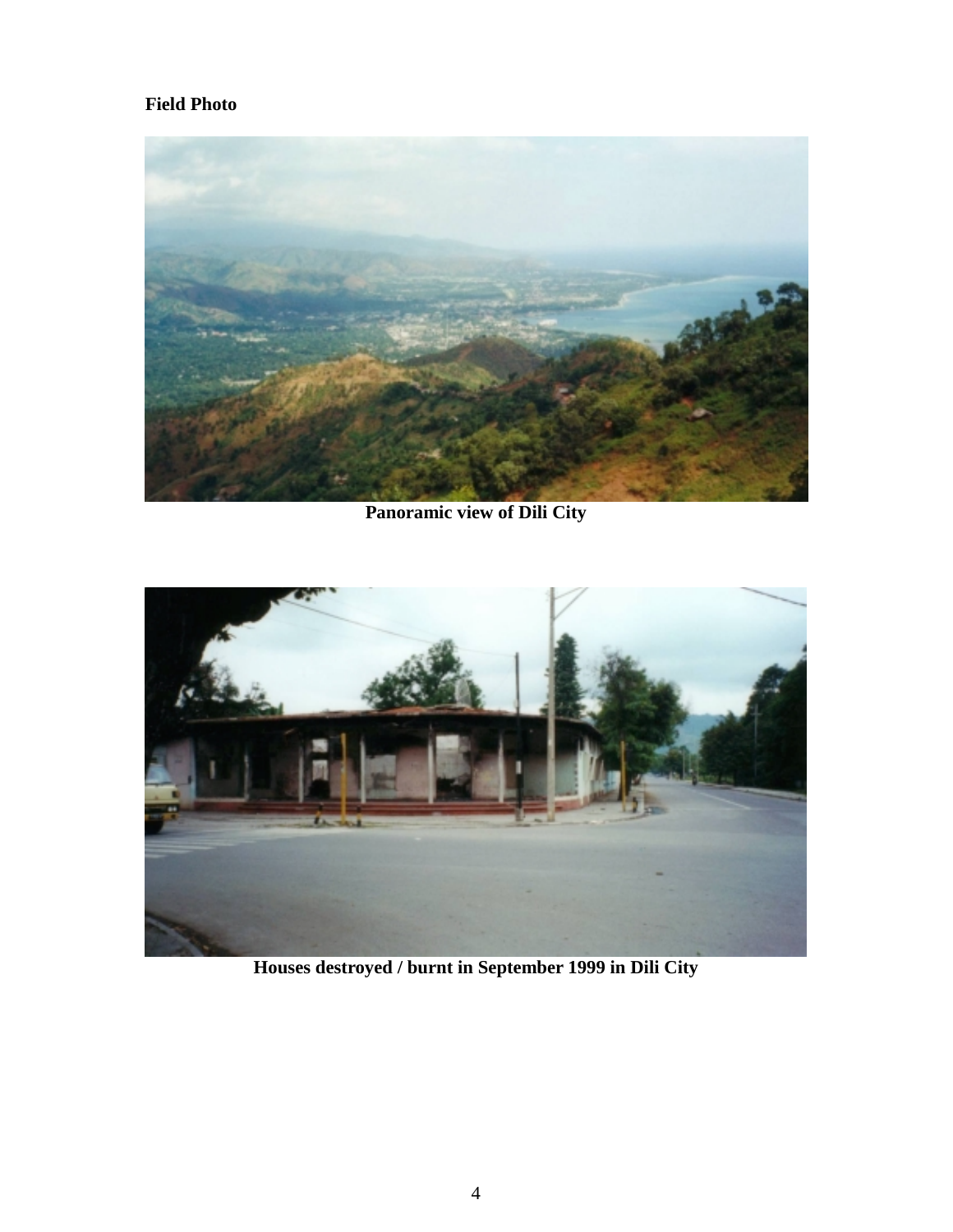**Field Photo**

Panoramic view of Dili City

Houses destroyed / burnt in September 1999 in Dili City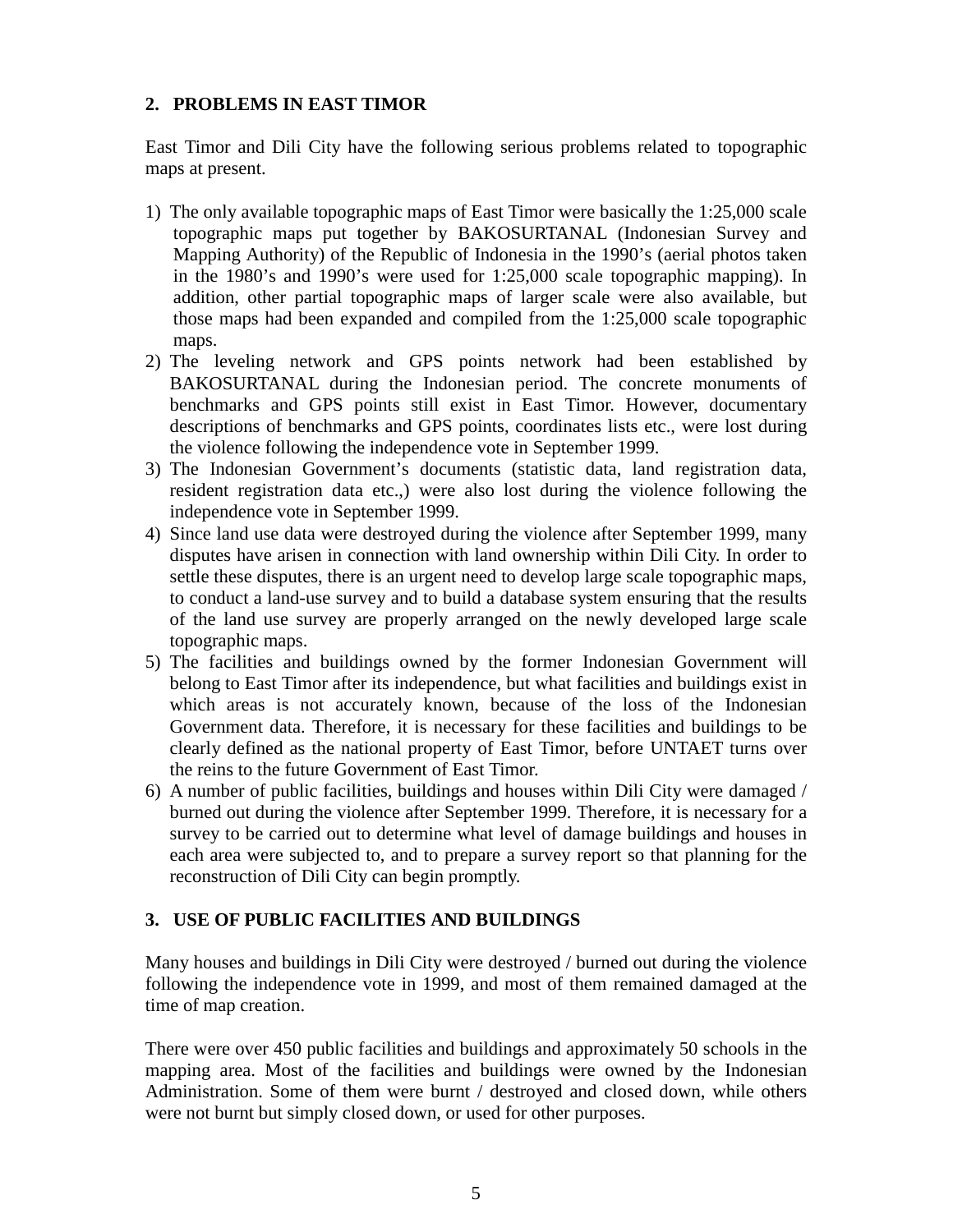## 2. PROBLEMS IN EAST TIMOR

East Timor and Dili City have the following serious problems related to topographic maps at present.

1) The only available topographic maps of East Timor were basically the 1:25,000 scale topographic maps put together by BAKOSURTANAL (Indonesian Survey and Mapping Authority) of the Republic of Indonesia in the 1990's (aerial photos taken in the 1980's and 1990's were used for 1:25,000 scale topographic mapping). In addition, other partial topographic maps of larger scale were also available, but those maps had been expanded and compiled from the 1:25,000 scale topographic maps.
2) The leveling network and GPS points network had been established by BAKOSURTANAL during the Indonesian period. The concrete monuments of benchmarks and GPS points still exist in East Timor. However, documentary descriptions of benchmarks and GPS points, coordinates lists etc., were lost during the violence following the independence vote in September 1999.
3) The Indonesian Government's documents (statistic data, land registration data, resident registration data etc.,) were also lost during the violence following the independence vote in September 1999.
4) Since land use data were destroyed during the violence after September 1999, many disputes have arisen in connection with land ownership within Dili City. In order to settle these disputes, there is an urgent need to develop large scale topographic maps, to conduct a land-use survey and to build a database system ensuring that the results of the land use survey are properly arranged on the newly developed large scale topographic maps.
5) The facilities and buildings owned by the former Indonesian Government will belong to East Timor after its independence, but what facilities and buildings exist in which areas is not accurately known, because of the loss of the Indonesian Government data. Therefore, it is necessary for these facilities and buildings to be clearly defined as the national property of East Timor, before UNTAET turns over the reins to the future Government of East Timor.
6) A number of public facilities, buildings and houses within Dili City were damaged / burned out during the violence after September 1999. Therefore, it is necessary for a survey to be carried out to determine what level of damage buildings and houses in each area were subjected to, and to prepare a survey report so that planning for the reconstruction of Dili City can begin promptly.

## 3. USE OF PUBLIC FACILITIES AND BUILDINGS

Many houses and buildings in Dili City were destroyed / burned out during the violence following the independence vote in 1999, and most of them remained damaged at the time of map creation.

There were over 450 public facilities and buildings and approximately 50 schools in the mapping area. Most of the facilities and buildings were owned by the Indonesian Administration. Some of them were burnt / destroyed and closed down, while others were not burnt but simply closed down, or used for other purposes.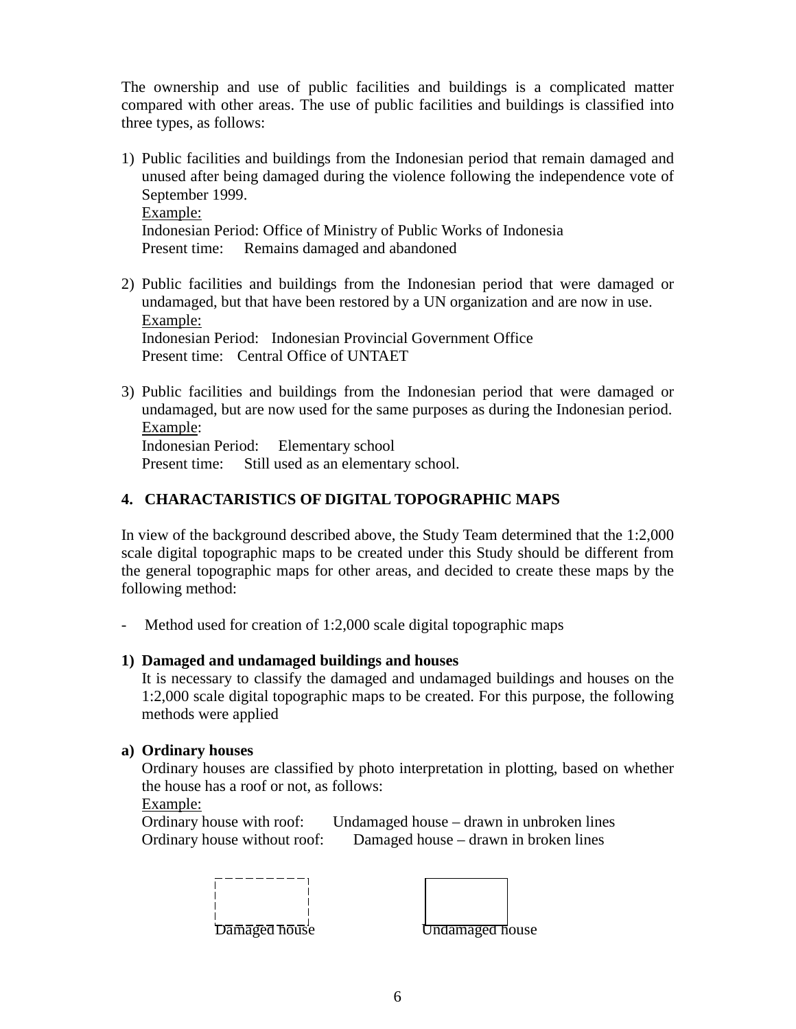The ownership and use of public facilities and buildings is a complicated matter compared with other areas. The use of public facilities and buildings is classified into three types, as follows:

1) Public facilities and buildings from the Indonesian period that remain damaged and unused after being damaged during the violence following the independence vote of September 1999.
   Example:
   Indonesian Period: Office of Ministry of Public Works of Indonesia
   Present time: Remains damaged and abandoned

2) Public facilities and buildings from the Indonesian period that were damaged or undamaged, but that have been restored by a UN organization and are now in use.
   Example:
   Indonesian Period: Indonesian Provincial Government Office
   Present time: Central Office of UNTAET

3) Public facilities and buildings from the Indonesian period that were damaged or undamaged, but are now used for the same purposes as during the Indonesian period.
   Example:
   Indonesian Period: Elementary school
   Present time: Still used as an elementary school.

## 4. CHARACTARISTICS OF DIGITAL TOPOGRAPHIC MAPS

In view of the background described above, the Study Team determined that the 1:2,000 scale digital topographic maps to be created under this Study should be different from the general topographic maps for other areas, and decided to create these maps by the following method:

- Method used for creation of 1:2,000 scale digital topographic maps

**1) Damaged and undamaged buildings and houses**

It is necessary to classify the damaged and undamaged buildings and houses on the 1:2,000 scale digital topographic maps to be created. For this purpose, the following methods were applied

**a) Ordinary houses**

Ordinary houses are classified by photo interpretation in plotting, based on whether the house has a roof or not, as follows:

Example:
Ordinary house with roof: Undamaged house – drawn in unbroken lines
Ordinary house without roof: Damaged house – drawn in broken lines

Damaged house Undamaged house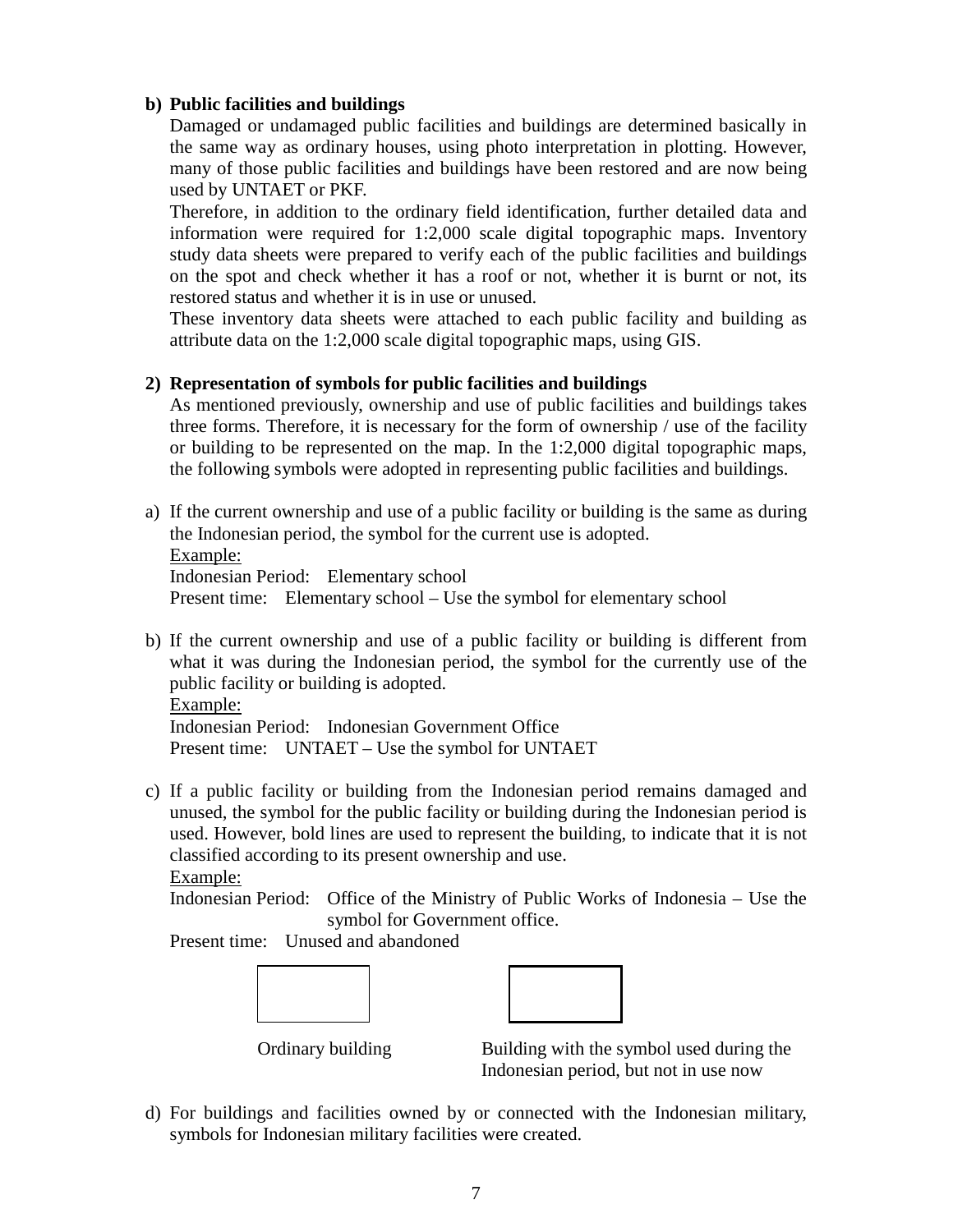**b) Public facilities and buildings**

Damaged or undamaged public facilities and buildings are determined basically in the same way as ordinary houses, using photo interpretation in plotting. However, many of those public facilities and buildings have been restored and are now being used by UNTAET or PKF.

Therefore, in addition to the ordinary field identification, further detailed data and information were required for 1:2,000 scale digital topographic maps. Inventory study data sheets were prepared to verify each of the public facilities and buildings on the spot and check whether it has a roof or not, whether it is burnt or not, its restored status and whether it is in use or unused.

These inventory data sheets were attached to each public facility and building as attribute data on the 1:2,000 scale digital topographic maps, using GIS.

**2) Representation of symbols for public facilities and buildings**

As mentioned previously, ownership and use of public facilities and buildings takes three forms. Therefore, it is necessary for the form of ownership / use of the facility or building to be represented on the map. In the 1:2,000 digital topographic maps, the following symbols were adopted in representing public facilities and buildings.

a) If the current ownership and use of a public facility or building is the same as during the Indonesian period, the symbol for the current use is adopted.
   Example:
   Indonesian Period: Elementary school
   Present time: Elementary school – Use the symbol for elementary school

b) If the current ownership and use of a public facility or building is different from what it was during the Indonesian period, the symbol for the currently use of the public facility or building is adopted.
   Example:
   Indonesian Period: Indonesian Government Office
   Present time: UNTAET – Use the symbol for UNTAET

c) If a public facility or building from the Indonesian period remains damaged and unused, the symbol for the public facility or building during the Indonesian period is used. However, bold lines are used to represent the building, to indicate that it is not classified according to its present ownership and use.
   Example:
   Indonesian Period: Office of the Ministry of Public Works of Indonesia – Use the symbol for Government office.
   Present time: Unused and abandoned

   Ordinary building

   Building with the symbol used during the Indonesian period, but not in use now

d) For buildings and facilities owned by or connected with the Indonesian military, symbols for Indonesian military facilities were created.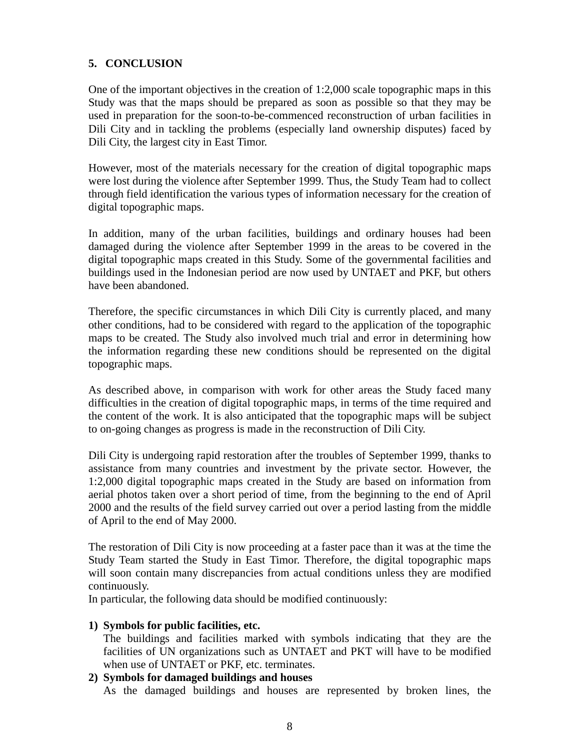## 5. CONCLUSION

One of the important objectives in the creation of 1:2,000 scale topographic maps in this Study was that the maps should be prepared as soon as possible so that they may be used in preparation for the soon-to-be-commenced reconstruction of urban facilities in Dili City and in tackling the problems (especially land ownership disputes) faced by Dili City, the largest city in East Timor.

However, most of the materials necessary for the creation of digital topographic maps were lost during the violence after September 1999. Thus, the Study Team had to collect through field identification the various types of information necessary for the creation of digital topographic maps.

In addition, many of the urban facilities, buildings and ordinary houses had been damaged during the violence after September 1999 in the areas to be covered in the digital topographic maps created in this Study. Some of the governmental facilities and buildings used in the Indonesian period are now used by UNTAET and PKF, but others have been abandoned.

Therefore, the specific circumstances in which Dili City is currently placed, and many other conditions, had to be considered with regard to the application of the topographic maps to be created. The Study also involved much trial and error in determining how the information regarding these new conditions should be represented on the digital topographic maps.

As described above, in comparison with work for other areas the Study faced many difficulties in the creation of digital topographic maps, in terms of the time required and the content of the work. It is also anticipated that the topographic maps will be subject to on-going changes as progress is made in the reconstruction of Dili City.

Dili City is undergoing rapid restoration after the troubles of September 1999, thanks to assistance from many countries and investment by the private sector. However, the 1:2,000 digital topographic maps created in the Study are based on information from aerial photos taken over a short period of time, from the beginning to the end of April 2000 and the results of the field survey carried out over a period lasting from the middle of April to the end of May 2000.

The restoration of Dili City is now proceeding at a faster pace than it was at the time the Study Team started the Study in East Timor. Therefore, the digital topographic maps will soon contain many discrepancies from actual conditions unless they are modified continuously.
In particular, the following data should be modified continuously:

1) **Symbols for public facilities, etc.**
   The buildings and facilities marked with symbols indicating that they are the facilities of UN organizations such as UNTAET and PKT will have to be modified when use of UNTAET or PKF, etc. terminates.
2) **Symbols for damaged buildings and houses**
   As the damaged buildings and houses are represented by broken lines, the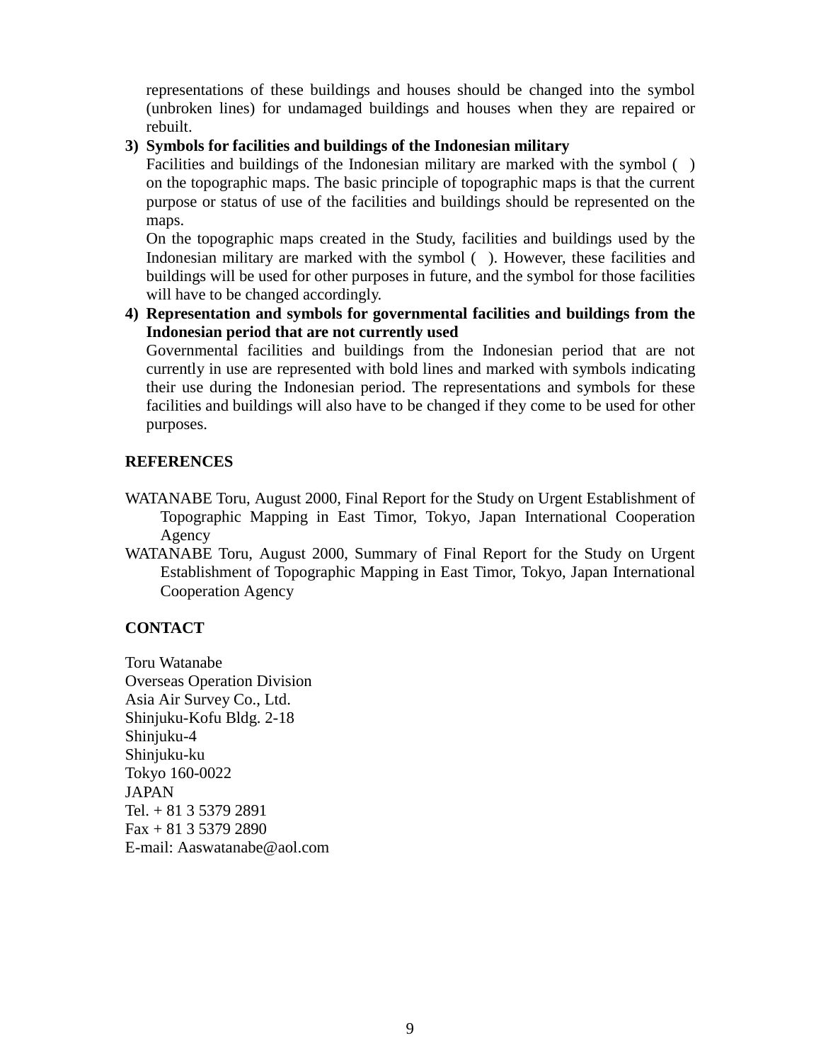representations of these buildings and houses should be changed into the symbol (unbroken lines) for undamaged buildings and houses when they are repaired or rebuilt.

3) **Symbols for facilities and buildings of the Indonesian military**

   Facilities and buildings of the Indonesian military are marked with the symbol (   ) on the topographic maps. The basic principle of topographic maps is that the current purpose or status of use of the facilities and buildings should be represented on the maps.

   On the topographic maps created in the Study, facilities and buildings used by the Indonesian military are marked with the symbol (   ). However, these facilities and buildings will be used for other purposes in future, and the symbol for those facilities will have to be changed accordingly.

4) **Representation and symbols for governmental facilities and buildings from the Indonesian period that are not currently used**

   Governmental facilities and buildings from the Indonesian period that are not currently in use are represented with bold lines and marked with symbols indicating their use during the Indonesian period. The representations and symbols for these facilities and buildings will also have to be changed if they come to be used for other purposes.

## REFERENCES

WATANABE Toru, August 2000, Final Report for the Study on Urgent Establishment of Topographic Mapping in East Timor, Tokyo, Japan International Cooperation Agency

WATANABE Toru, August 2000, Summary of Final Report for the Study on Urgent Establishment of Topographic Mapping in East Timor, Tokyo, Japan International Cooperation Agency

## CONTACT

Toru Watanabe
Overseas Operation Division
Asia Air Survey Co., Ltd.
Shinjuku-Kofu Bldg. 2-18
Shinjuku-4
Shinjuku-ku
Tokyo 160-0022
JAPAN
Tel. + 81 3 5379 2891
Fax + 81 3 5379 2890
E-mail: Aaswatanabe@aol.com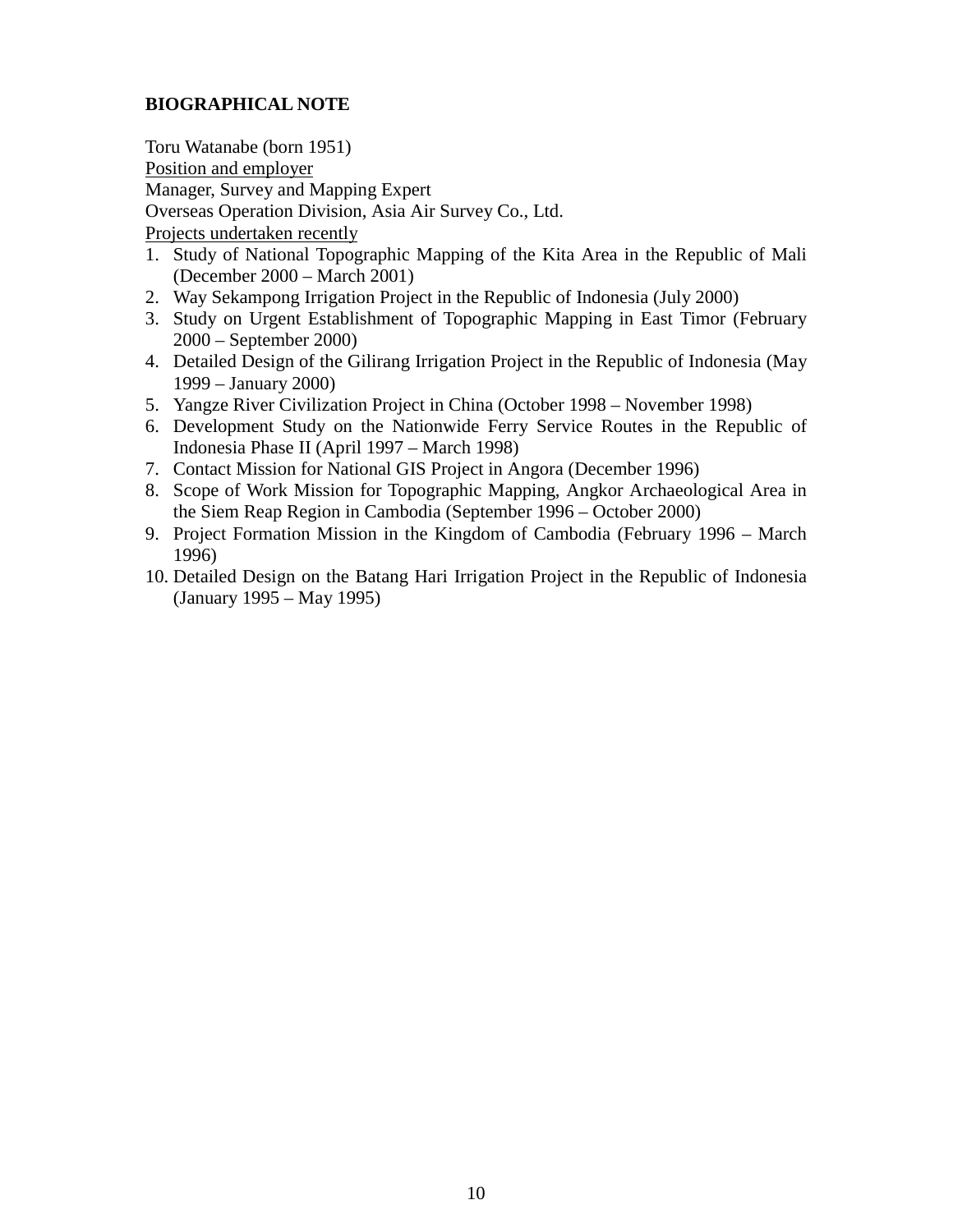**BIOGRAPHICAL NOTE**

Toru Watanabe (born 1951)

Position and employer

Manager, Survey and Mapping Expert

Overseas Operation Division, Asia Air Survey Co., Ltd.

Projects undertaken recently

1. Study of National Topographic Mapping of the Kita Area in the Republic of Mali (December 2000 – March 2001)
2. Way Sekampong Irrigation Project in the Republic of Indonesia (July 2000)
3. Study on Urgent Establishment of Topographic Mapping in East Timor (February 2000 – September 2000)
4. Detailed Design of the Gilirang Irrigation Project in the Republic of Indonesia (May 1999 – January 2000)
5. Yangze River Civilization Project in China (October 1998 – November 1998)
6. Development Study on the Nationwide Ferry Service Routes in the Republic of Indonesia Phase II (April 1997 – March 1998)
7. Contact Mission for National GIS Project in Angora (December 1996)
8. Scope of Work Mission for Topographic Mapping, Angkor Archaeological Area in the Siem Reap Region in Cambodia (September 1996 – October 2000)
9. Project Formation Mission in the Kingdom of Cambodia (February 1996 – March 1996)
10. Detailed Design on the Batang Hari Irrigation Project in the Republic of Indonesia (January 1995 – May 1995)